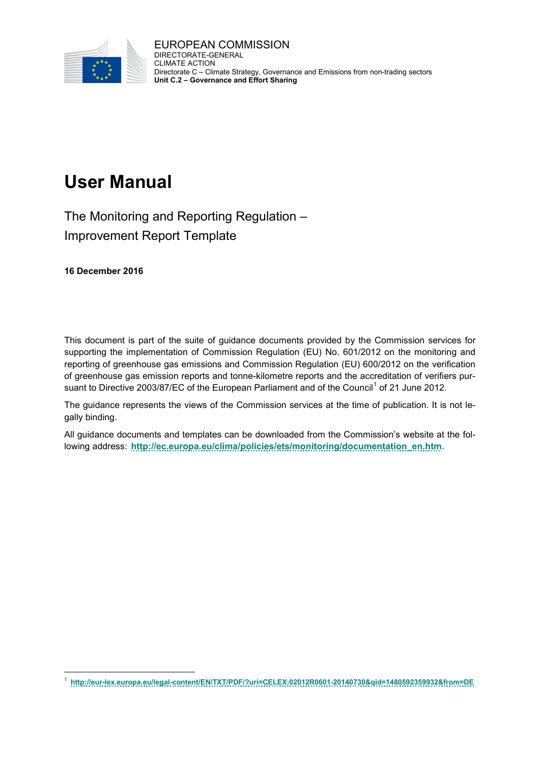EUROPEAN COMMISSION
DIRECTORATE-GENERAL
CLIMATE ACTION
Directorate C – Climate Strategy, Governance and Emissions from non-trading sectors
**Unit C.2 – Governance and Effort Sharing**

# User Manual

## The Monitoring and Reporting Regulation – Improvement Report Template

**16 December 2016**

This document is part of the suite of guidance documents provided by the Commission services for supporting the implementation of Commission Regulation (EU) No. 601/2012 on the monitoring and reporting of greenhouse gas emissions and Commission Regulation (EU) 600/2012 on the verification of greenhouse gas emission reports and tonne-kilometre reports and the accreditation of verifiers pursuant to Directive 2003/87/EC of the European Parliament and of the Council[1] of 21 June 2012.

The guidance represents the views of the Commission services at the time of publication. It is not legally binding.

All guidance documents and templates can be downloaded from the Commission's website at the following address: **http://ec.europa.eu/clima/policies/ets/monitoring/documentation_en.htm**.

---

[1] **http://eur-lex.europa.eu/legal-content/EN/TXT/PDF/?uri=CELEX:02012R0601-20140730&qid=1480592359932&from=DE**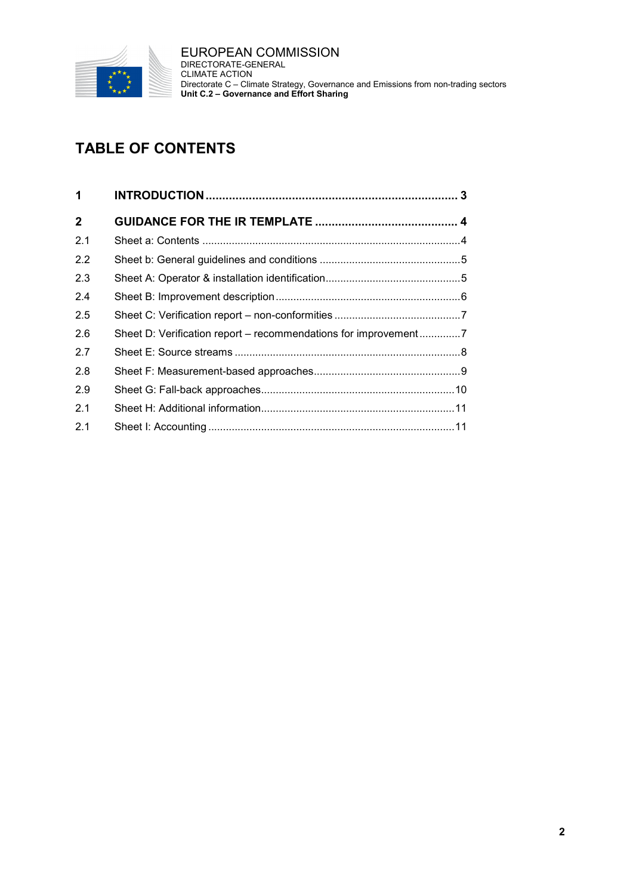EUROPEAN COMMISSION
DIRECTORATE-GENERAL
CLIMATE ACTION
Directorate C – Climate Strategy, Governance and Emissions from non-trading sectors
**Unit C.2 – Governance and Effort Sharing**

# TABLE OF CONTENTS

**1 INTRODUCTION ............................................................................ 3**

**2 GUIDANCE FOR THE IR TEMPLATE ........................................... 4**

2.1 Sheet a: Contents .......................................................................................4

2.2 Sheet b: General guidelines and conditions ................................................5

2.3 Sheet A: Operator & installation identification..............................................5

2.4 Sheet B: Improvement description ..............................................................6

2.5 Sheet C: Verification report – non-conformities ...........................................7

2.6 Sheet D: Verification report – recommendations for improvement..............7

2.7 Sheet E: Source streams ............................................................................8

2.8 Sheet F: Measurement-based approaches..................................................9

2.9 Sheet G: Fall-back approaches.................................................................10

2.1 Sheet H: Additional information.................................................................11

2.1 Sheet I: Accounting ...................................................................................11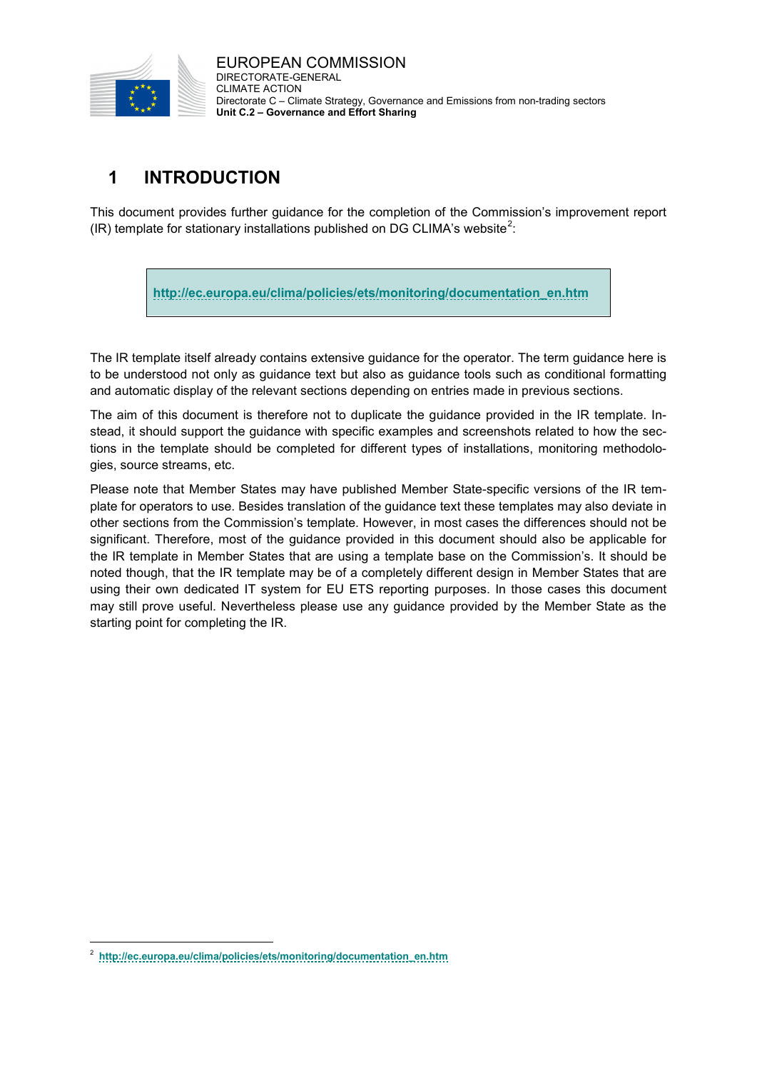# 1 INTRODUCTION

This document provides further guidance for the completion of the Commission's improvement report (IR) template for stationary installations published on DG CLIMA's website[2]:

> **http://ec.europa.eu/clima/policies/ets/monitoring/documentation_en.htm**

The IR template itself already contains extensive guidance for the operator. The term guidance here is to be understood not only as guidance text but also as guidance tools such as conditional formatting and automatic display of the relevant sections depending on entries made in previous sections.

The aim of this document is therefore not to duplicate the guidance provided in the IR template. Instead, it should support the guidance with specific examples and screenshots related to how the sections in the template should be completed for different types of installations, monitoring methodologies, source streams, etc.

Please note that Member States may have published Member State-specific versions of the IR template for operators to use. Besides translation of the guidance text these templates may also deviate in other sections from the Commission's template. However, in most cases the differences should not be significant. Therefore, most of the guidance provided in this document should also be applicable for the IR template in Member States that are using a template base on the Commission's. It should be noted though, that the IR template may be of a completely different design in Member States that are using their own dedicated IT system for EU ETS reporting purposes. In those cases this document may still prove useful. Nevertheless please use any guidance provided by the Member State as the starting point for completing the IR.

[2] **http://ec.europa.eu/clima/policies/ets/monitoring/documentation_en.htm**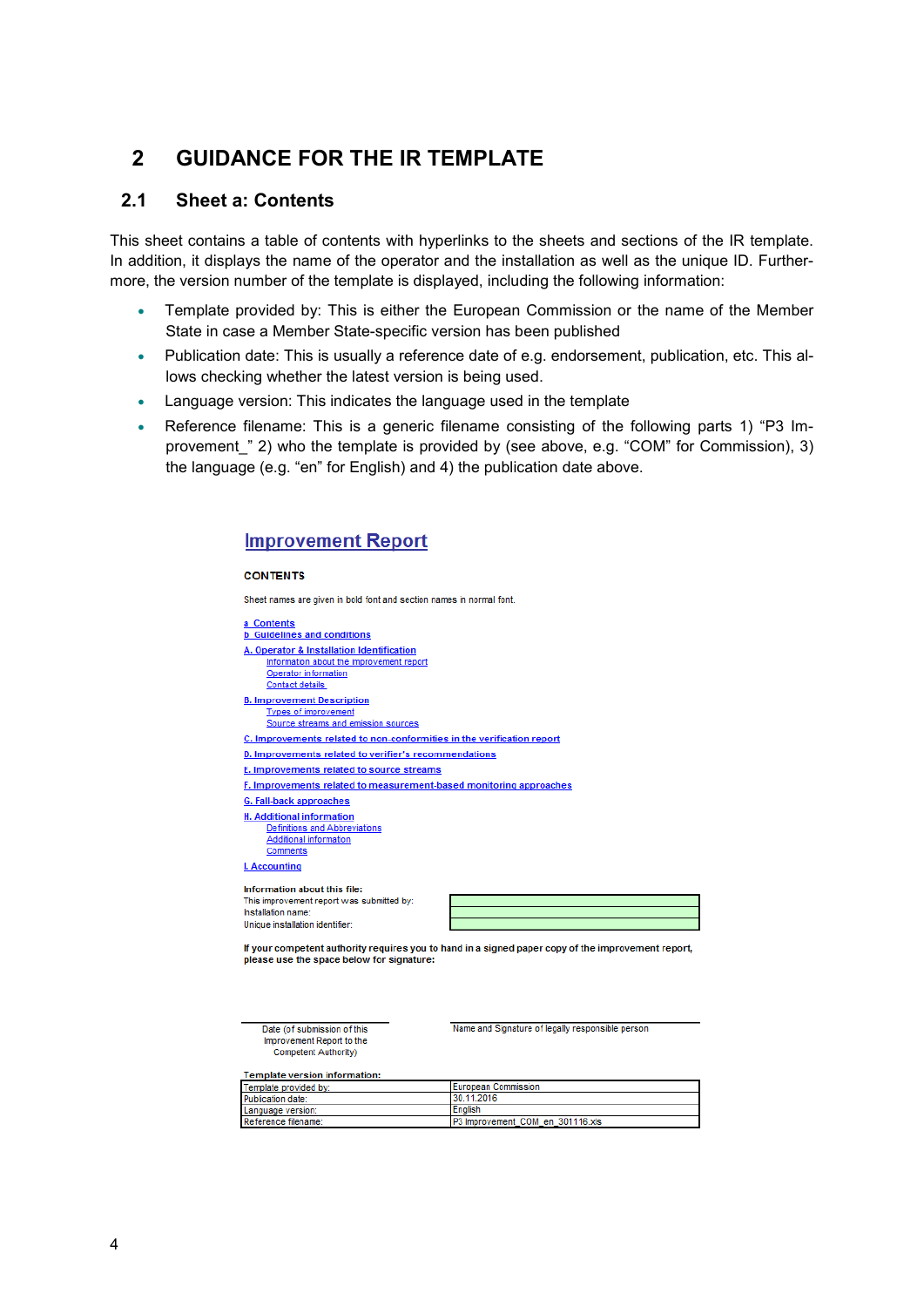## 2 GUIDANCE FOR THE IR TEMPLATE

### 2.1 Sheet a: Contents

This sheet contains a table of contents with hyperlinks to the sheets and sections of the IR template. In addition, it displays the name of the operator and the installation as well as the unique ID. Furthermore, the version number of the template is displayed, including the following information:

- Template provided by: This is either the European Commission or the name of the Member State in case a Member State-specific version has been published
- Publication date: This is usually a reference date of e.g. endorsement, publication, etc. This allows checking whether the latest version is being used.
- Language version: This indicates the language used in the template
- Reference filename: This is a generic filename consisting of the following parts 1) "P3 Improvement_" 2) who the template is provided by (see above, e.g. "COM" for Commission), 3) the language (e.g. "en" for English) and 4) the publication date above.

**Improvement Report**

**CONTENTS**

Sheet names are given in bold font and section names in normal font.

- **a Contents**
- **b Guidelines and conditions**
- **A. Operator & Installation Identification**
  - Information about the improvement report
  - Operator information
  - Contact details
- **B. Improvement Description**
  - Types of improvement
  - Source streams and emission sources
- **C. Improvements related to non-conformities in the verification report**
- **D. Improvements related to verifier's recommendations**
- **E. Improvements related to source streams**
- **F. Improvements related to measurement-based monitoring approaches**
- **G. Fall-back approaches**
- **H. Additional information**
  - Definitions and Abbreviations
  - Additional information
  - Comments
- **I. Accounting**

**Information about this file:**

| | |
|---|---|
| This improvement report was submitted by: | |
| Installation name: | |
| Unique installation identifier: | |

**If your competent authority requires you to hand in a signed paper copy of the improvement report, please use the space below for signature:**

| Date (of submission of this Improvement Report to the Competent Authority) | Name and Signature of legally responsible person |
|---|---|

**Template version information:**

| | |
|---|---|
| Template provided by: | European Commission |
| Publication date: | 30.11.2016 |
| Language version: | English |
| Reference filename: | P3 Improvement_COM_en_301116.xls |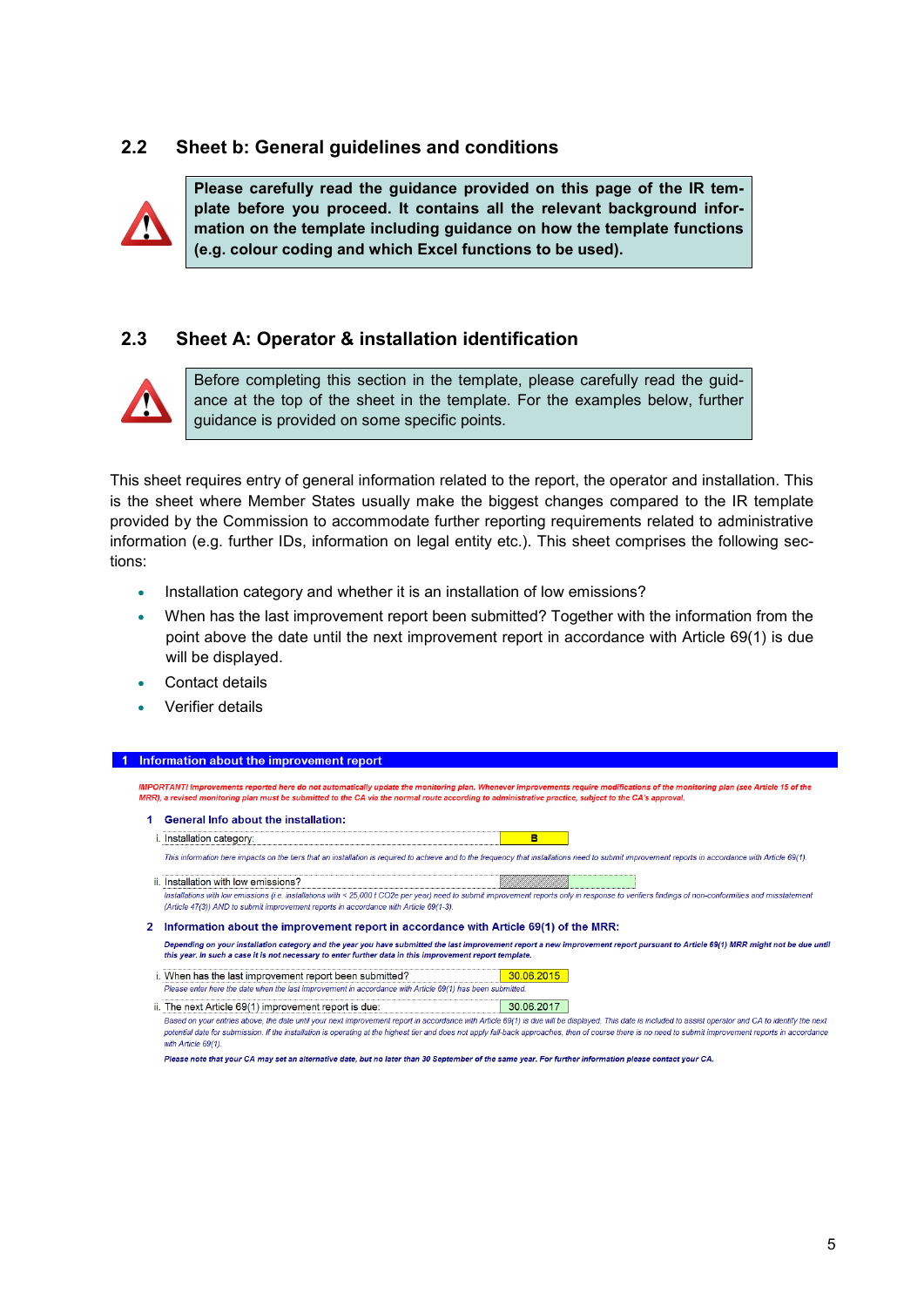## 2.2 Sheet b: General guidelines and conditions

> **Please carefully read the guidance provided on this page of the IR template before you proceed. It contains all the relevant background information on the template including guidance on how the template functions (e.g. colour coding and which Excel functions to be used).**

## 2.3 Sheet A: Operator & installation identification

> Before completing this section in the template, please carefully read the guidance at the top of the sheet in the template. For the examples below, further guidance is provided on some specific points.

This sheet requires entry of general information related to the report, the operator and installation. This is the sheet where Member States usually make the biggest changes compared to the IR template provided by the Commission to accommodate further reporting requirements related to administrative information (e.g. further IDs, information on legal entity etc.). This sheet comprises the following sections:

- Installation category and whether it is an installation of low emissions?
- When has the last improvement report been submitted? Together with the information from the point above the date until the next improvement report in accordance with Article 69(1) is due will be displayed.
- Contact details
- Verifier details

**1 Information about the improvement report**

*IMPORTANT! Improvements reported here do not automatically update the monitoring plan. Whenever improvements require modifications of the monitoring plan (see Article 15 of the MRR), a revised monitoring plan must be submitted to the CA via the normal route according to administrative practice, subject to the CA's approval.*

**1 General Info about the installation:**

| | |
|---|---|
| i. Installation category: | B |

*This information here impacts on the tiers that an installation is required to achieve and to the frequency that installations need to submit improvement reports in accordance with Article 69(1).*

| | |
|---|---|
| ii. Installation with low emissions? | |

*Installations with low emissions (i.e. installations with < 25,000 t CO2e per year) need to submit improvement reports only in response to verifiers findings of non-conformities and misstatement (Article 47(3)) AND to submit improvement reports in accordance with Article 69(1-3).*

**2 Information about the improvement report in accordance with Article 69(1) of the MRR:**

***Depending on your installation category and the year you have submitted the last improvement report a new improvement report pursuant to Article 69(1) MRR might not be due until this year. In such a case it is not necessary to enter further data in this improvement report template.***

| | |
|---|---|
| i. When has the last improvement report been submitted? | 30.06.2015 |

*Please enter here the date when the last improvement in accordance with Article 69(1) has been submitted.*

| | |
|---|---|
| ii. The next Article 69(1) improvement report is due: | 30.06.2017 |

*Based on your entries above, the date until your next improvement report in accordance with Article 69(1) is due will be displayed. This date is included to assist operator and CA to identify the next potential date for submission. If the installation is operating at the highest tier and does not apply fall-back approaches, then of course there is no need to submit improvement reports in accordance with Article 69(1).*

***Please note that your CA may set an alternative date, but no later than 30 September of the same year. For further information please contact your CA.***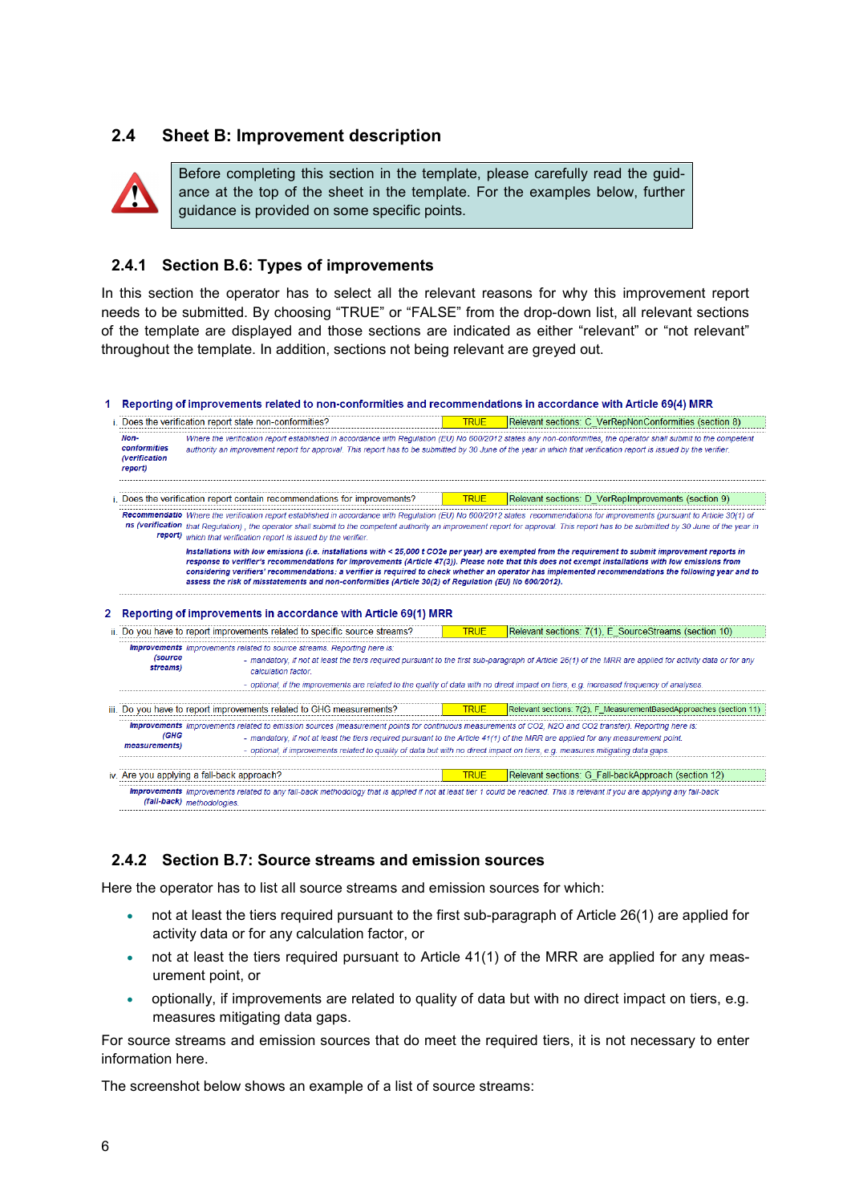## 2.4 Sheet B: Improvement description

> Before completing this section in the template, please carefully read the guidance at the top of the sheet in the template. For the examples below, further guidance is provided on some specific points.

### 2.4.1 Section B.6: Types of improvements

In this section the operator has to select all the relevant reasons for why this improvement report needs to be submitted. By choosing "TRUE" or "FALSE" from the drop-down list, all relevant sections of the template are displayed and those sections are indicated as either "relevant" or "not relevant" throughout the template. In addition, sections not being relevant are greyed out.

**1 Reporting of improvements related to non-conformities and recommendations in accordance with Article 69(4) MRR**

| | | |
|---|---|---|
| i. Does the verification report state non-conformities? | TRUE | Relevant sections: C_VerRepNonConformities (section 8) |
| *Non-conformities (verification report)* | *Where the verification report established in accordance with Regulation (EU) No 600/2012 states any non-conformities, the operator shall submit to the competent authority an improvement report for approval. This report has to be submitted by 30 June of the year in which that verification report is issued by the verifier.* | |
| i. Does the verification report contain recommendations for improvements? | TRUE | Relevant sections: D_VerRepImprovements (section 9) |
| *Recommendations (verification report)* | *Where the verification report established in accordance with Regulation (EU) No 600/2012 states recommendations for improvements (pursuant to Article 30(1) of that Regulation), the operator shall submit to the competent authority an improvement report for approval. This report has to be submitted by 30 June of the year in which that verification report is issued by the verifier.* ***Installations with low emissions (i.e. installations with < 25,000 t CO2e per year) are exempted from the requirement to submit improvement reports in response to verifier's recommendations for improvements (Article 47(3)). Please note that this does not exempt installations with low emissions from considering verifiers' recommendations: a verifier is required to check whether an operator has implemented recommendations the following year and to assess the risk of misstatements and non-conformities (Article 30(2) of Regulation (EU) No 600/2012).*** | |

**2 Reporting of improvements in accordance with Article 69(1) MRR**

| | | |
|---|---|---|
| ii. Do you have to report improvements related to specific source streams? | TRUE | Relevant sections: 7(1), E_SourceStreams (section 10) |
| *Improvements (source streams)* | *Improvements related to source streams. Reporting here is: - mandatory, if not at least the tiers required pursuant to the first sub-paragraph of Article 26(1) of the MRR are applied for activity data or for any calculation factor. - optional, if the improvements are related to the quality of data with no direct impact on tiers, e.g. increased frequency of analyses.* | |
| iii. Do you have to report improvements related to GHG measurements? | TRUE | Relevant sections: 7(2), F_MeasurementBasedApproaches (section 11) |
| *Improvements (GHG measurements)* | *Improvements related to emission sources (measurement points for continuous measurements of CO2, N2O and CO2 transfer). Reporting here is: - mandatory, if not at least the tiers required pursuant to the Article 41(1) of the MRR are applied for any measurement point. - optional, if improvements related to quality of data but with no direct impact on tiers, e.g. measures mitigating data gaps.* | |
| iv. Are you applying a fall-back approach? | TRUE | Relevant sections: G_Fall-backApproach (section 12) |
| *Improvements (fall-back)* | *Improvements related to any fall-back methodology that is applied if not at least tier 1 could be reached. This is relevant if you are applying any fall-back methodologies.* | |

### 2.4.2 Section B.7: Source streams and emission sources

Here the operator has to list all source streams and emission sources for which:

- not at least the tiers required pursuant to the first sub-paragraph of Article 26(1) are applied for activity data or for any calculation factor, or
- not at least the tiers required pursuant to Article 41(1) of the MRR are applied for any measurement point, or
- optionally, if improvements are related to quality of data but with no direct impact on tiers, e.g. measures mitigating data gaps.

For source streams and emission sources that do meet the required tiers, it is not necessary to enter information here.

The screenshot below shows an example of a list of source streams: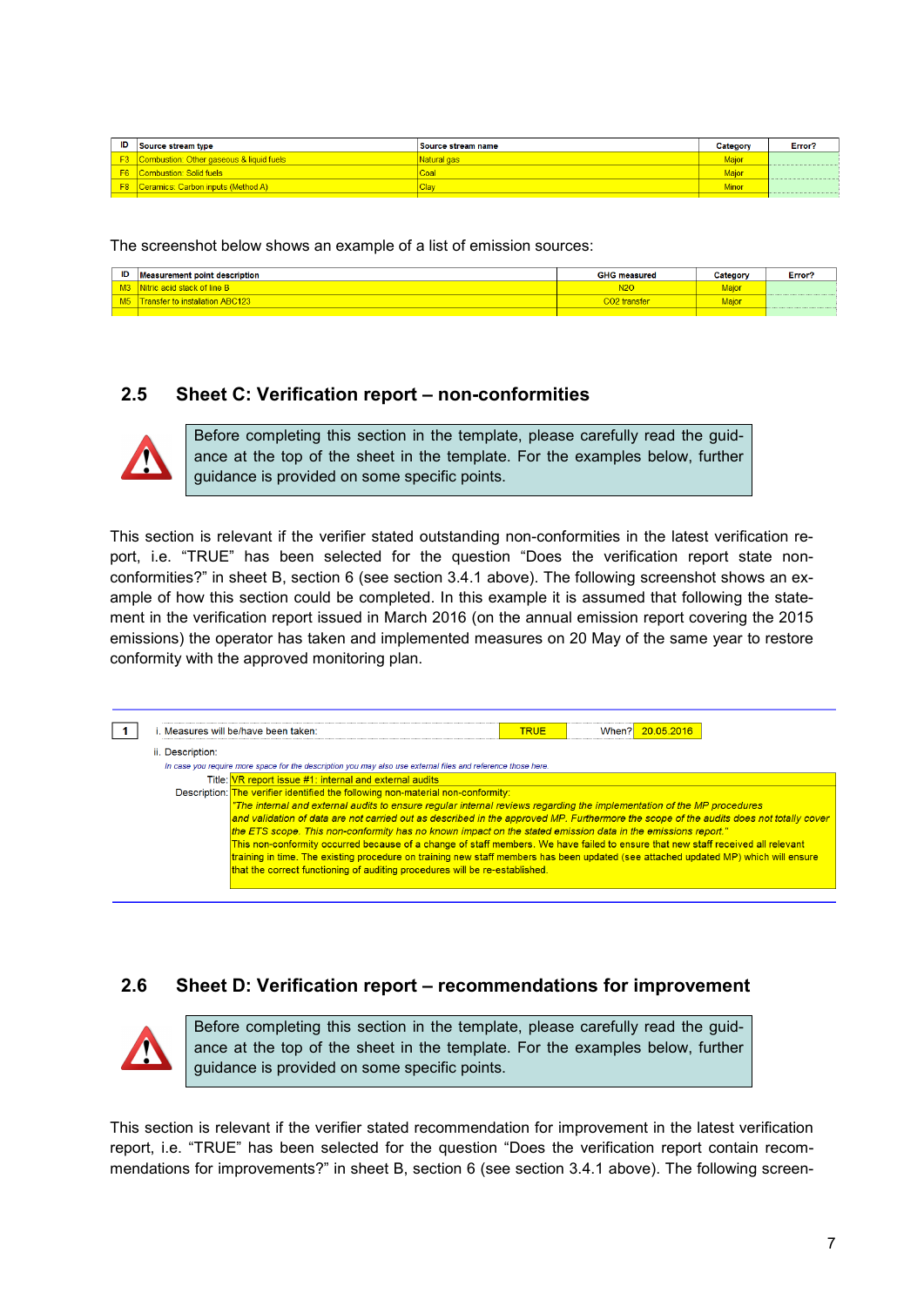| ID | Source stream type | Source stream name | Category | Error? |
|---|---|---|---|---|
| F3 | Combustion: Other gaseous & liquid fuels | Natural gas | Major | |
| F6 | Combustion: Solid fuels | Coal | Major | |
| F8 | Ceramics: Carbon inputs (Method A) | Clay | Minor | |

The screenshot below shows an example of a list of emission sources:

| ID | Measurement point description | GHG measured | Category | Error? |
|---|---|---|---|---|
| M3 | Nitric acid stack of line B | N2O | Major | |
| M5 | Transfer to installation ABC123 | CO2 transfer | Major | |

## 2.5 Sheet C: Verification report – non-conformities

> Before completing this section in the template, please carefully read the guidance at the top of the sheet in the template. For the examples below, further guidance is provided on some specific points.

This section is relevant if the verifier stated outstanding non-conformities in the latest verification report, i.e. "TRUE" has been selected for the question "Does the verification report state non-conformities?" in sheet B, section 6 (see section 3.4.1 above). The following screenshot shows an example of how this section could be completed. In this example it is assumed that following the statement in the verification report issued in March 2016 (on the annual emission report covering the 2015 emissions) the operator has taken and implemented measures on 20 May of the same year to restore conformity with the approved monitoring plan.

**1**

i. Measures will be/have been taken: TRUE When? 20.05.2016

ii. Description:

*In case you require more space for the description you may also use external files and reference those here.*

Title: VR report issue #1: internal and external audits

Description: The verifier identified the following non-material non-conformity:
*"The internal and external audits to ensure regular internal reviews regarding the implementation of the MP procedures and validation of data are not carried out as described in the approved MP. Furthermore the scope of the audits does not totally cover the ETS scope. This non-conformity has no known impact on the stated emission data in the emissions report."*
This non-conformity occurred because of a change of staff members. We have failed to ensure that new staff received all relevant training in time. The existing procedure on training new staff members has been updated (see attached updated MP) which will ensure that the correct functioning of auditing procedures will be re-established.

## 2.6 Sheet D: Verification report – recommendations for improvement

> Before completing this section in the template, please carefully read the guidance at the top of the sheet in the template. For the examples below, further guidance is provided on some specific points.

This section is relevant if the verifier stated recommendation for improvement in the latest verification report, i.e. "TRUE" has been selected for the question "Does the verification report contain recommendations for improvements?" in sheet B, section 6 (see section 3.4.1 above). The following screen-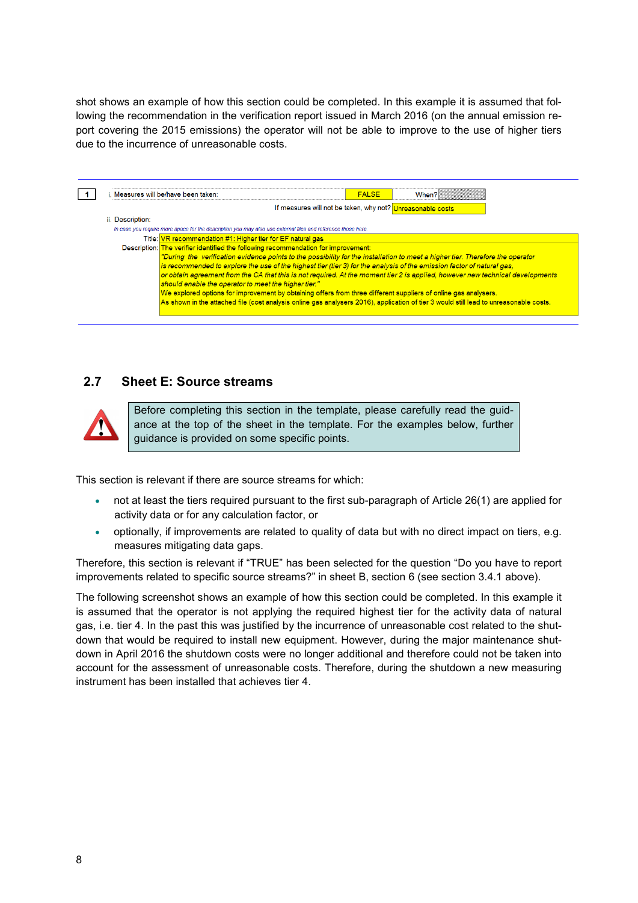shot shows an example of how this section could be completed. In this example it is assumed that following the recommendation in the verification report issued in March 2016 (on the annual emission report covering the 2015 emissions) the operator will not be able to improve to the use of higher tiers due to the incurrence of unreasonable costs.

| 1 | i. Measures will be/have been taken: | FALSE | When? |
|---|---|---|---|
| | | If measures will not be taken, why not? | Unreasonable costs |

ii. Description:

*In case you require more space for the description you may also use external files and reference those here.*

Title: VR recommendation #1: Higher tier for EF natural gas

Description: The verifier identified the following recommendation for improvement:
*"During the verification evidence points to the possibility for the installation to meet a higher tier. Therefore the operator is recommended to explore the use of the highest tier (tier 3) for the analysis of the emission factor of natural gas, or obtain agreement from the CA that this is not required. At the moment tier 2 is applied, however new technical developments should enable the operator to meet the higher tier."*
We explored options for improvement by obtaining offers from three different suppliers of online gas analysers.
As shown in the attached file (cost analysis online gas analysers 2016), application of tier 3 would still lead to unreasonable costs.

## 2.7 Sheet E: Source streams

> Before completing this section in the template, please carefully read the guidance at the top of the sheet in the template. For the examples below, further guidance is provided on some specific points.

This section is relevant if there are source streams for which:

- not at least the tiers required pursuant to the first sub-paragraph of Article 26(1) are applied for activity data or for any calculation factor, or
- optionally, if improvements are related to quality of data but with no direct impact on tiers, e.g. measures mitigating data gaps.

Therefore, this section is relevant if "TRUE" has been selected for the question "Do you have to report improvements related to specific source streams?" in sheet B, section 6 (see section 3.4.1 above).

The following screenshot shows an example of how this section could be completed. In this example it is assumed that the operator is not applying the required highest tier for the activity data of natural gas, i.e. tier 4. In the past this was justified by the incurrence of unreasonable cost related to the shutdown that would be required to install new equipment. However, during the major maintenance shutdown in April 2016 the shutdown costs were no longer additional and therefore could not be taken into account for the assessment of unreasonable costs. Therefore, during the shutdown a new measuring instrument has been installed that achieves tier 4.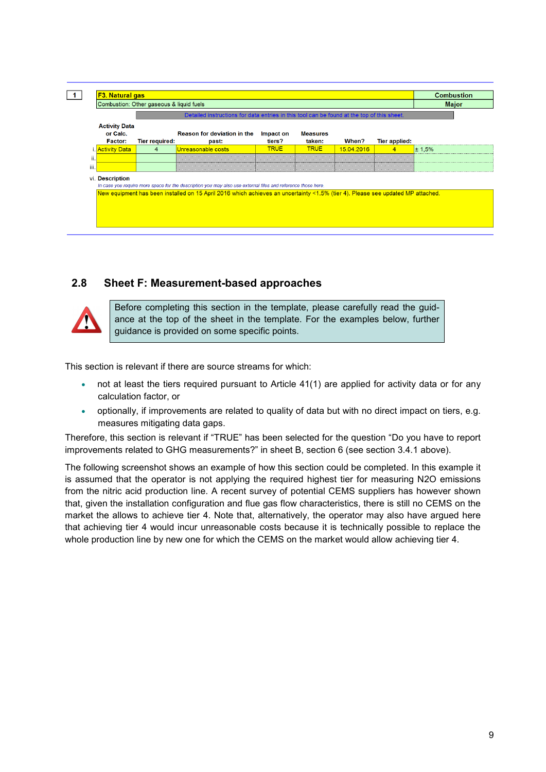| 1 | F3. Natural gas | | | | | | | Combustion |
|---|---|---|---|---|---|---|---|---|
| | Combustion: Other gaseous & liquid fuels | | | | | | | Major |

Detailed instructions for data entries in this tool can be found at the top of this sheet.

| | Activity Data or Calc. Factor: | Tier required: | Reason for deviation in the past: | Impact on tiers? | Measures taken: | When? | Tier applied: | |
|---|---|---|---|---|---|---|---|---|
| i. | Activity Data | 4 | Unreasonable costs | TRUE | TRUE | 15.04.2016 | 4 | ± 1,5% |
| ii. | | | | | | | | |
| iii. | | | | | | | | |

vi. **Description**

*In case you require more space for the description you may also use external files and reference those here*

New equipment has been installed on 15 April 2016 which achieves an uncertainty <1.5% (tier 4). Please see updated MP attached.

## 2.8 Sheet F: Measurement-based approaches

> Before completing this section in the template, please carefully read the guidance at the top of the sheet in the template. For the examples below, further guidance is provided on some specific points.

This section is relevant if there are source streams for which:

- not at least the tiers required pursuant to Article 41(1) are applied for activity data or for any calculation factor, or
- optionally, if improvements are related to quality of data but with no direct impact on tiers, e.g. measures mitigating data gaps.

Therefore, this section is relevant if "TRUE" has been selected for the question "Do you have to report improvements related to GHG measurements?" in sheet B, section 6 (see section 3.4.1 above).

The following screenshot shows an example of how this section could be completed. In this example it is assumed that the operator is not applying the required highest tier for measuring N2O emissions from the nitric acid production line. A recent survey of potential CEMS suppliers has however shown that, given the installation configuration and flue gas flow characteristics, there is still no CEMS on the market the allows to achieve tier 4. Note that, alternatively, the operator may also have argued here that achieving tier 4 would incur unreasonable costs because it is technically possible to replace the whole production line by new one for which the CEMS on the market would allow achieving tier 4.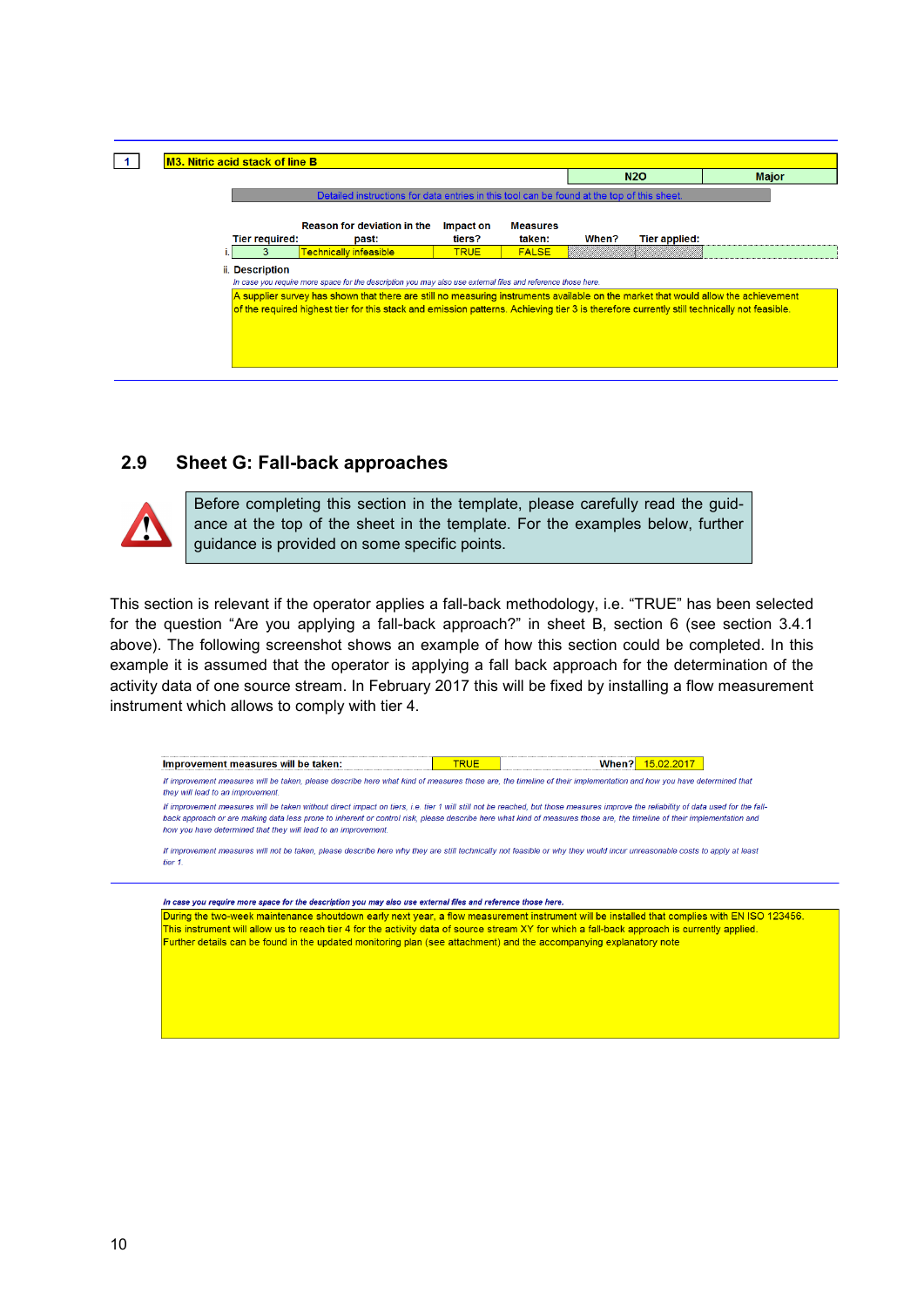| 1 | M3. Nitric acid stack of line B | | | | | |
|---|---|---|---|---|---|---|
| | | | | | N2O | Major |

Detailed instructions for data entries in this tool can be found at the top of this sheet.

| | Tier required: | Reason for deviation in the past: | Impact on tiers? | Measures taken: | When? | Tier applied: |
|---|---|---|---|---|---|---|
| i. | 3 | Technically infeasible | TRUE | FALSE | | |

ii. Description

*In case you require more space for the description you may also use external files and reference those here.*

A supplier survey has shown that there are still no measuring instruments available on the market that would allow the achievement of the required highest tier for this stack and emission patterns. Achieving tier 3 is therefore currently still technically not feasible.

## 2.9 Sheet G: Fall-back approaches

> Before completing this section in the template, please carefully read the guidance at the top of the sheet in the template. For the examples below, further guidance is provided on some specific points.

This section is relevant if the operator applies a fall-back methodology, i.e. "TRUE" has been selected for the question "Are you applying a fall-back approach?" in sheet B, section 6 (see section 3.4.1 above). The following screenshot shows an example of how this section could be completed. In this example it is assumed that the operator is applying a fall back approach for the determination of the activity data of one source stream. In February 2017 this will be fixed by installing a flow measurement instrument which allows to comply with tier 4.

| Improvement measures will be taken: | TRUE | When? | 15.02.2017 |
|---|---|---|---|

*If improvement measures will be taken, please describe here what kind of measures those are, the timeline of their implementation and how you have determined that they will lead to an improvement.*

*If improvement measures will be taken without direct impact on tiers, i.e. tier 1 will still not be reached, but those measures improve the reliability of data used for the fall-back approach or are making data less prone to inherent or control risk, please describe here what kind of measures those are, the timeline of their implementation and how you have determined that they will lead to an improvement.*

*If improvement measures will not be taken, please describe here why they are still technically not feasible or why they would incur unreasonable costs to apply at least tier 1.*

***In case you require more space for the description you may also use external files and reference those here.***

During the two-week maintenance shoutdown early next year, a flow measurement instrument will be installed that complies with EN ISO 123456.
This instrument will allow us to reach tier 4 for the activity data of source stream XY for which a fall-back approach is currently applied.
Further details can be found in the updated monitoring plan (see attachment) and the accompanying explanatory note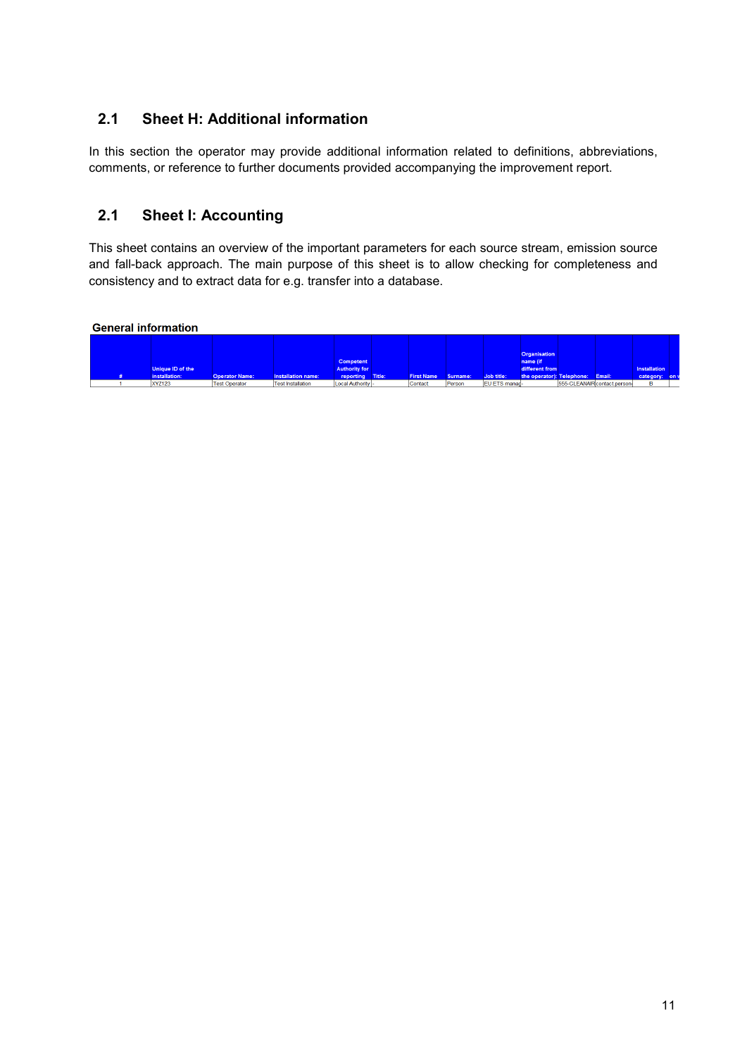## 2.1 Sheet H: Additional information

In this section the operator may provide additional information related to definitions, abbreviations, comments, or reference to further documents provided accompanying the improvement report.

## 2.1 Sheet I: Accounting

This sheet contains an overview of the important parameters for each source stream, emission source and fall-back approach. The main purpose of this sheet is to allow checking for completeness and consistency and to extract data for e.g. transfer into a database.

**General information**

| # | Unique ID of the installation: | Operator Name: | Installation name: | Competent Authority for reporting | Title: | First Name | Surname: | Job title: | Organisation name (if different from the operator): | Telephone: | Email: | Installation category: | on v |
|---|---|---|---|---|---|---|---|---|---|---|---|---|---|
| 1 | XYZ123 | Test Operator | Test Installation | Local Authority | - | Contact | Person | EU ETS manag | - | 555-CLEANAIR | contact.person | B | |